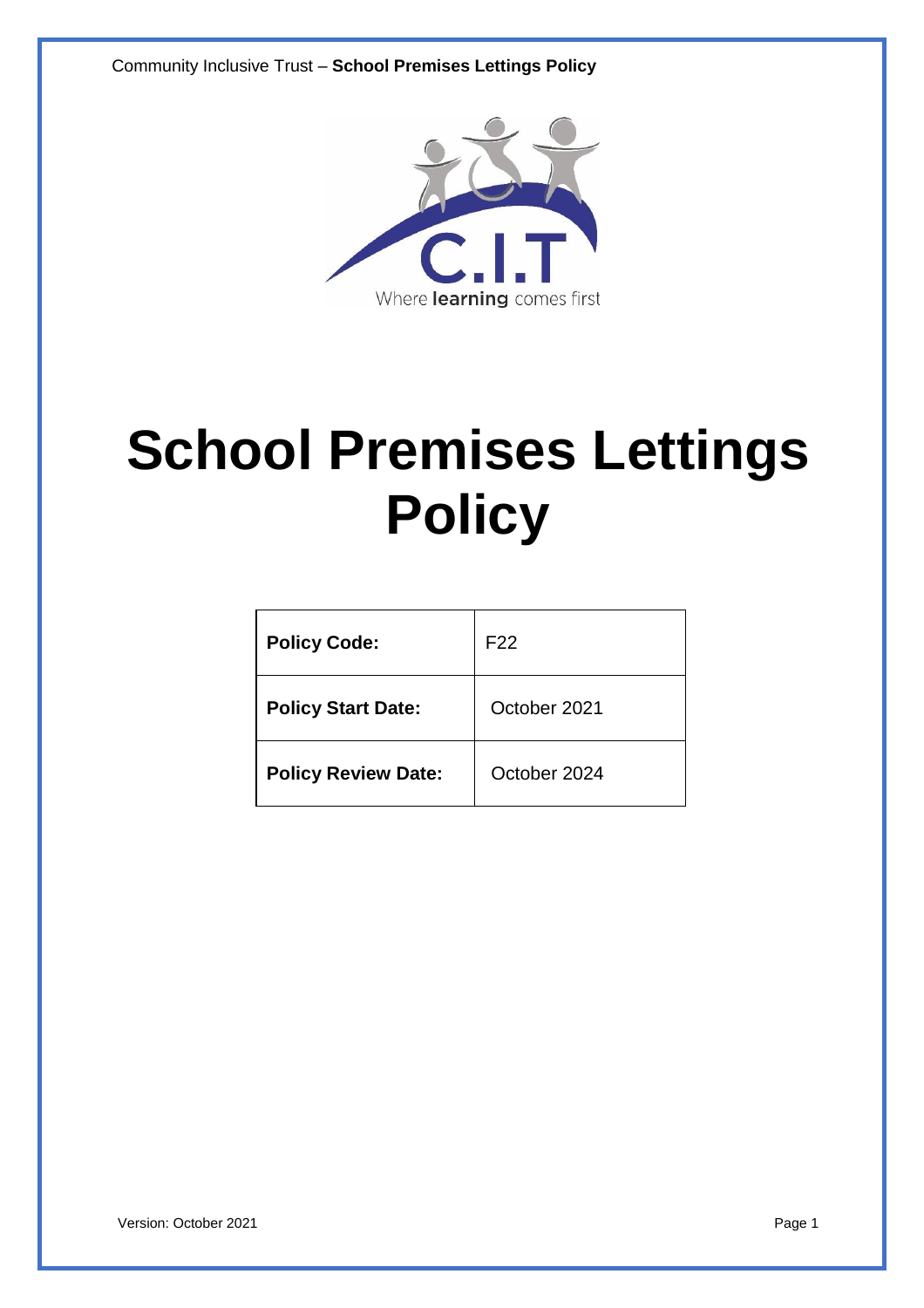# School Premises Lettings Policy

| **Policy Code:** | F22 |
|---|---|
| **Policy Start Date:** | October 2021 |
| **Policy Review Date:** | October 2024 |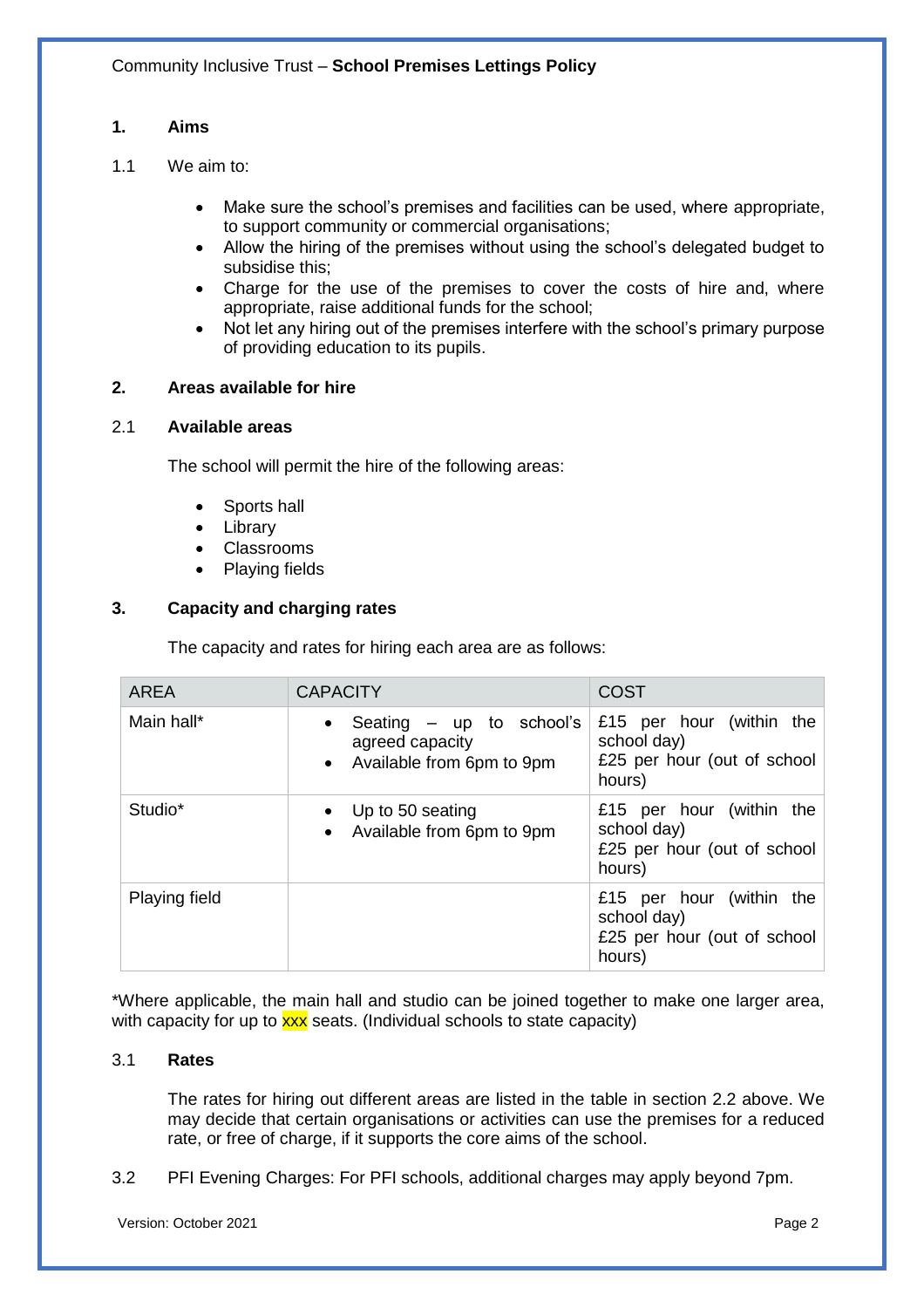## 1. Aims

1.1 We aim to:

- Make sure the school's premises and facilities can be used, where appropriate, to support community or commercial organisations;
- Allow the hiring of the premises without using the school's delegated budget to subsidise this;
- Charge for the use of the premises to cover the costs of hire and, where appropriate, raise additional funds for the school;
- Not let any hiring out of the premises interfere with the school's primary purpose of providing education to its pupils.

## 2. Areas available for hire

### 2.1 Available areas

The school will permit the hire of the following areas:

- Sports hall
- Library
- Classrooms
- Playing fields

## 3. Capacity and charging rates

The capacity and rates for hiring each area are as follows:

| AREA | CAPACITY | COST |
|---|---|---|
| Main hall* | • Seating – up to school's agreed capacity<br>• Available from 6pm to 9pm | £15 per hour (within the school day)<br>£25 per hour (out of school hours) |
| Studio* | • Up to 50 seating<br>• Available from 6pm to 9pm | £15 per hour (within the school day)<br>£25 per hour (out of school hours) |
| Playing field | | £15 per hour (within the school day)<br>£25 per hour (out of school hours) |

*Where applicable, the main hall and studio can be joined together to make one larger area, with capacity for up to xxx seats. (Individual schools to state capacity)

### 3.1 Rates

The rates for hiring out different areas are listed in the table in section 2.2 above. We may decide that certain organisations or activities can use the premises for a reduced rate, or free of charge, if it supports the core aims of the school.

3.2 PFI Evening Charges: For PFI schools, additional charges may apply beyond 7pm.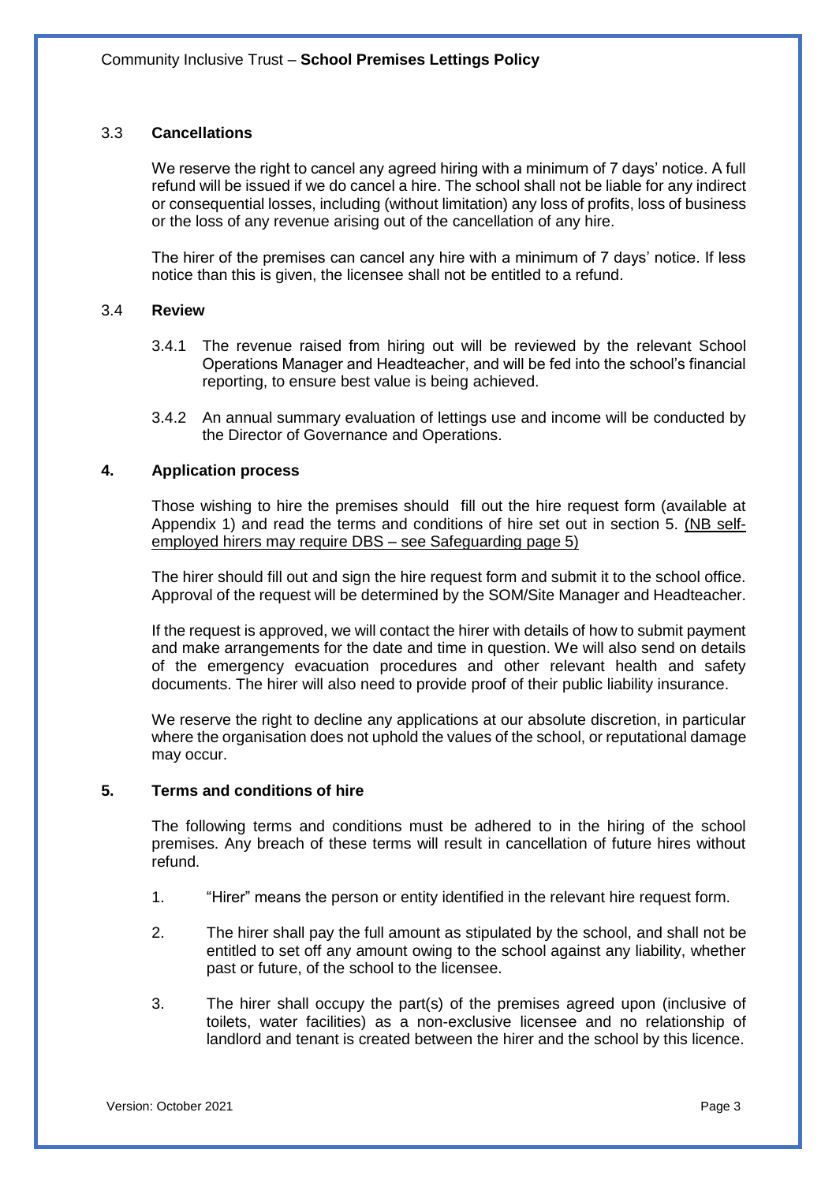### 3.3 **Cancellations**

We reserve the right to cancel any agreed hiring with a minimum of 7 days' notice. A full refund will be issued if we do cancel a hire. The school shall not be liable for any indirect or consequential losses, including (without limitation) any loss of profits, loss of business or the loss of any revenue arising out of the cancellation of any hire.

The hirer of the premises can cancel any hire with a minimum of 7 days' notice. If less notice than this is given, the licensee shall not be entitled to a refund.

### 3.4 **Review**

3.4.1 The revenue raised from hiring out will be reviewed by the relevant School Operations Manager and Headteacher, and will be fed into the school's financial reporting, to ensure best value is being achieved.

3.4.2 An annual summary evaluation of lettings use and income will be conducted by the Director of Governance and Operations.

## 4. Application process

Those wishing to hire the premises should fill out the hire request form (available at Appendix 1) and read the terms and conditions of hire set out in section 5. <u>(NB self-employed hirers may require DBS – see Safeguarding page 5)</u>

The hirer should fill out and sign the hire request form and submit it to the school office. Approval of the request will be determined by the SOM/Site Manager and Headteacher.

If the request is approved, we will contact the hirer with details of how to submit payment and make arrangements for the date and time in question. We will also send on details of the emergency evacuation procedures and other relevant health and safety documents. The hirer will also need to provide proof of their public liability insurance.

We reserve the right to decline any applications at our absolute discretion, in particular where the organisation does not uphold the values of the school, or reputational damage may occur.

## 5. Terms and conditions of hire

The following terms and conditions must be adhered to in the hiring of the school premises. Any breach of these terms will result in cancellation of future hires without refund.

1. "Hirer" means the person or entity identified in the relevant hire request form.

2. The hirer shall pay the full amount as stipulated by the school, and shall not be entitled to set off any amount owing to the school against any liability, whether past or future, of the school to the licensee.

3. The hirer shall occupy the part(s) of the premises agreed upon (inclusive of toilets, water facilities) as a non-exclusive licensee and no relationship of landlord and tenant is created between the hirer and the school by this licence.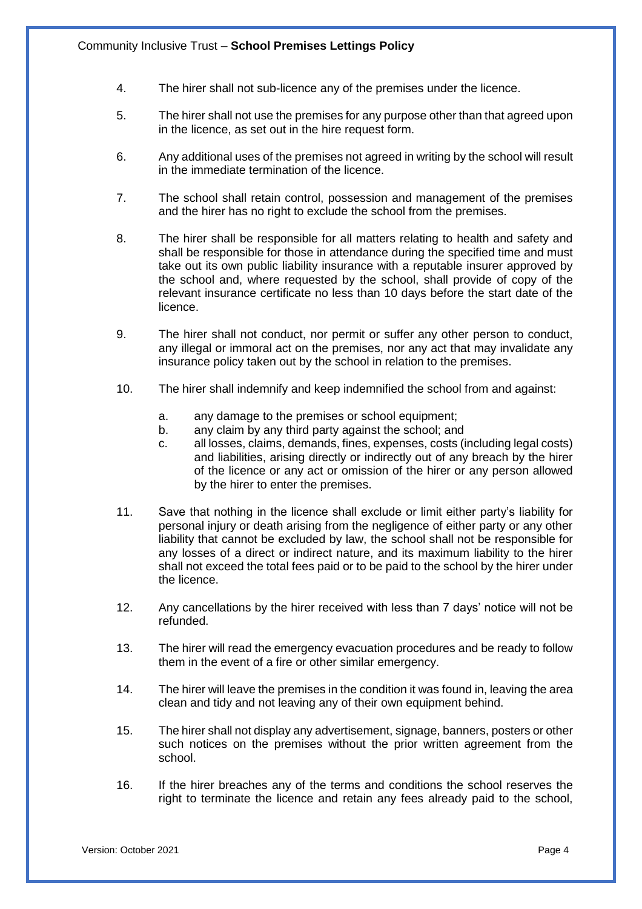4. The hirer shall not sub-licence any of the premises under the licence.

5. The hirer shall not use the premises for any purpose other than that agreed upon in the licence, as set out in the hire request form.

6. Any additional uses of the premises not agreed in writing by the school will result in the immediate termination of the licence.

7. The school shall retain control, possession and management of the premises and the hirer has no right to exclude the school from the premises.

8. The hirer shall be responsible for all matters relating to health and safety and shall be responsible for those in attendance during the specified time and must take out its own public liability insurance with a reputable insurer approved by the school and, where requested by the school, shall provide of copy of the relevant insurance certificate no less than 10 days before the start date of the licence.

9. The hirer shall not conduct, nor permit or suffer any other person to conduct, any illegal or immoral act on the premises, nor any act that may invalidate any insurance policy taken out by the school in relation to the premises.

10. The hirer shall indemnify and keep indemnified the school from and against:

    a. any damage to the premises or school equipment;
    b. any claim by any third party against the school; and
    c. all losses, claims, demands, fines, expenses, costs (including legal costs) and liabilities, arising directly or indirectly out of any breach by the hirer of the licence or any act or omission of the hirer or any person allowed by the hirer to enter the premises.

11. Save that nothing in the licence shall exclude or limit either party's liability for personal injury or death arising from the negligence of either party or any other liability that cannot be excluded by law, the school shall not be responsible for any losses of a direct or indirect nature, and its maximum liability to the hirer shall not exceed the total fees paid or to be paid to the school by the hirer under the licence.

12. Any cancellations by the hirer received with less than 7 days' notice will not be refunded.

13. The hirer will read the emergency evacuation procedures and be ready to follow them in the event of a fire or other similar emergency.

14. The hirer will leave the premises in the condition it was found in, leaving the area clean and tidy and not leaving any of their own equipment behind.

15. The hirer shall not display any advertisement, signage, banners, posters or other such notices on the premises without the prior written agreement from the school.

16. If the hirer breaches any of the terms and conditions the school reserves the right to terminate the licence and retain any fees already paid to the school,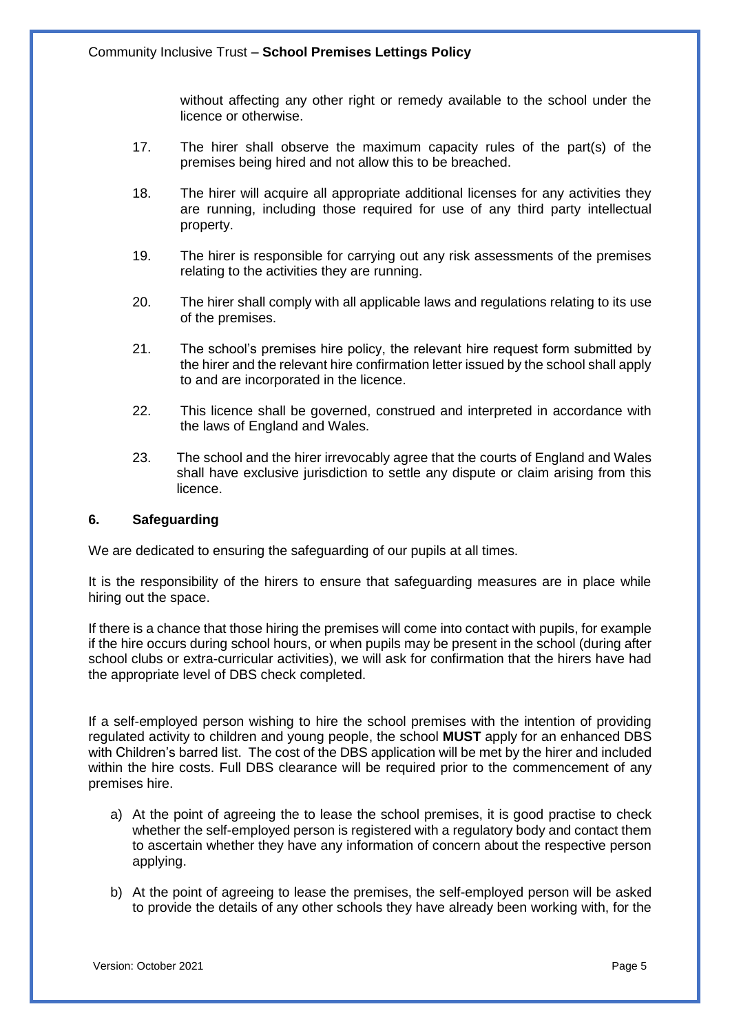without affecting any other right or remedy available to the school under the licence or otherwise.

17. The hirer shall observe the maximum capacity rules of the part(s) of the premises being hired and not allow this to be breached.

18. The hirer will acquire all appropriate additional licenses for any activities they are running, including those required for use of any third party intellectual property.

19. The hirer is responsible for carrying out any risk assessments of the premises relating to the activities they are running.

20. The hirer shall comply with all applicable laws and regulations relating to its use of the premises.

21. The school's premises hire policy, the relevant hire request form submitted by the hirer and the relevant hire confirmation letter issued by the school shall apply to and are incorporated in the licence.

22. This licence shall be governed, construed and interpreted in accordance with the laws of England and Wales.

23. The school and the hirer irrevocably agree that the courts of England and Wales shall have exclusive jurisdiction to settle any dispute or claim arising from this licence.

## 6. Safeguarding

We are dedicated to ensuring the safeguarding of our pupils at all times.

It is the responsibility of the hirers to ensure that safeguarding measures are in place while hiring out the space.

If there is a chance that those hiring the premises will come into contact with pupils, for example if the hire occurs during school hours, or when pupils may be present in the school (during after school clubs or extra-curricular activities), we will ask for confirmation that the hirers have had the appropriate level of DBS check completed.

If a self-employed person wishing to hire the school premises with the intention of providing regulated activity to children and young people, the school **MUST** apply for an enhanced DBS with Children's barred list. The cost of the DBS application will be met by the hirer and included within the hire costs. Full DBS clearance will be required prior to the commencement of any premises hire.

a) At the point of agreeing the to lease the school premises, it is good practise to check whether the self-employed person is registered with a regulatory body and contact them to ascertain whether they have any information of concern about the respective person applying.

b) At the point of agreeing to lease the premises, the self-employed person will be asked to provide the details of any other schools they have already been working with, for the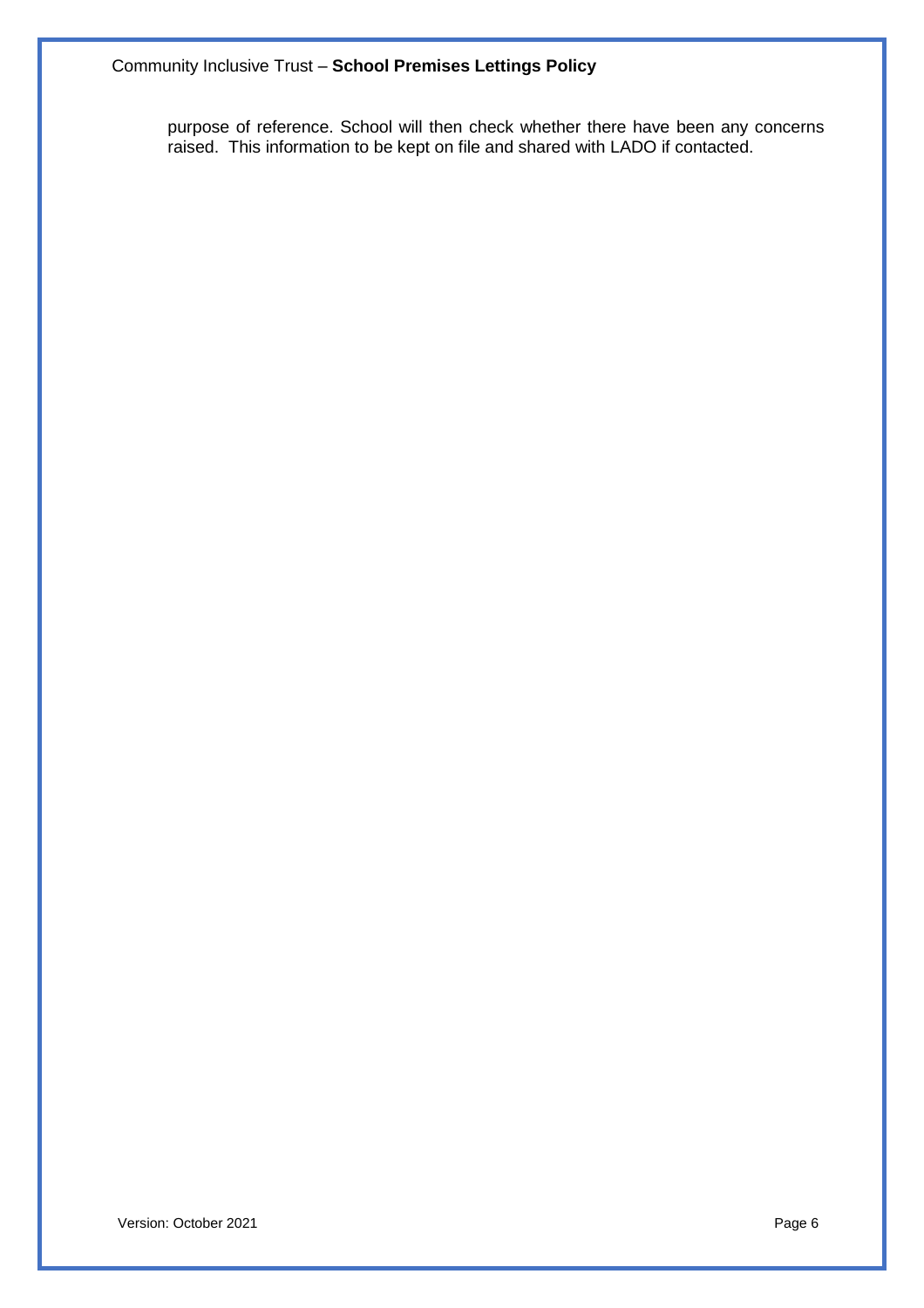purpose of reference. School will then check whether there have been any concerns raised. This information to be kept on file and shared with LADO if contacted.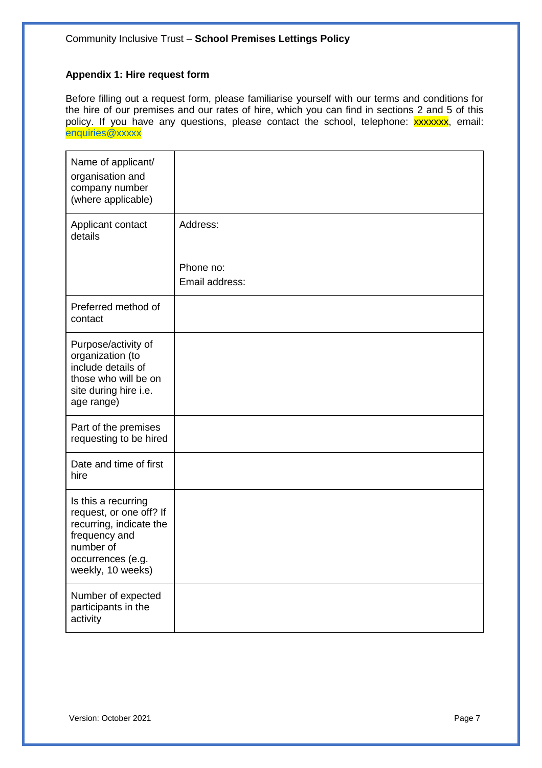## Appendix 1: Hire request form

Before filling out a request form, please familiarise yourself with our terms and conditions for the hire of our premises and our rates of hire, which you can find in sections 2 and 5 of this policy. If you have any questions, please contact the school, telephone: xxxxxxx, email: enquiries@xxxxx

| | |
|---|---|
| Name of applicant/ organisation and company number (where applicable) | |
| Applicant contact details | Address:<br><br>Phone no:<br>Email address: |
| Preferred method of contact | |
| Purpose/activity of organization (to include details of those who will be on site during hire i.e. age range) | |
| Part of the premises requesting to be hired | |
| Date and time of first hire | |
| Is this a recurring request, or one off? If recurring, indicate the frequency and number of occurrences (e.g. weekly, 10 weeks) | |
| Number of expected participants in the activity | |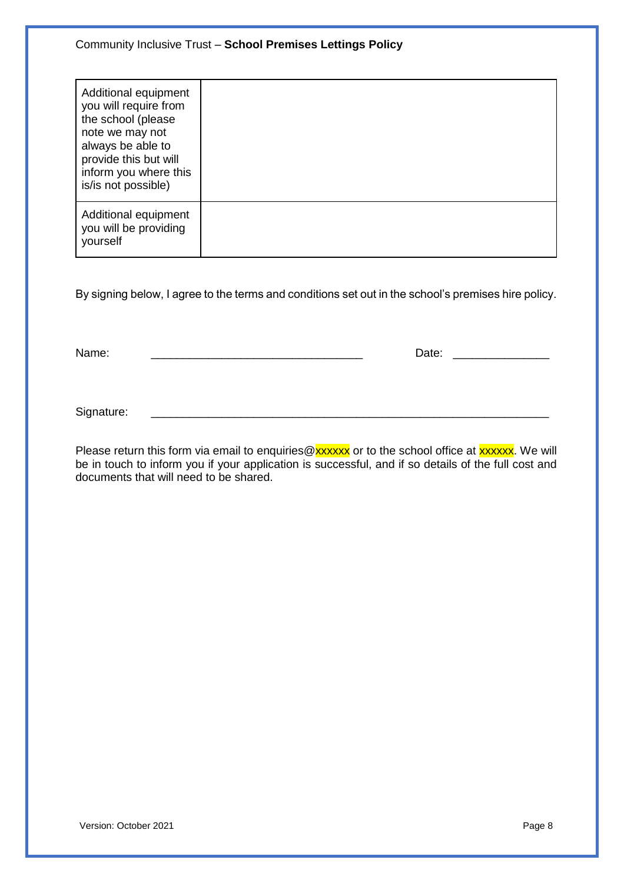| Additional equipment you will require from the school (please note we may not always be able to provide this but will inform you where this is/is not possible) | |
|---|---|
| Additional equipment you will be providing yourself | |

By signing below, I agree to the terms and conditions set out in the school's premises hire policy.

Name: ________________________________ Date: ______________

Signature: ____________________________________________________________

Please return this form via email to enquiries@xxxxxx or to the school office at xxxxxx. We will be in touch to inform you if your application is successful, and if so details of the full cost and documents that will need to be shared.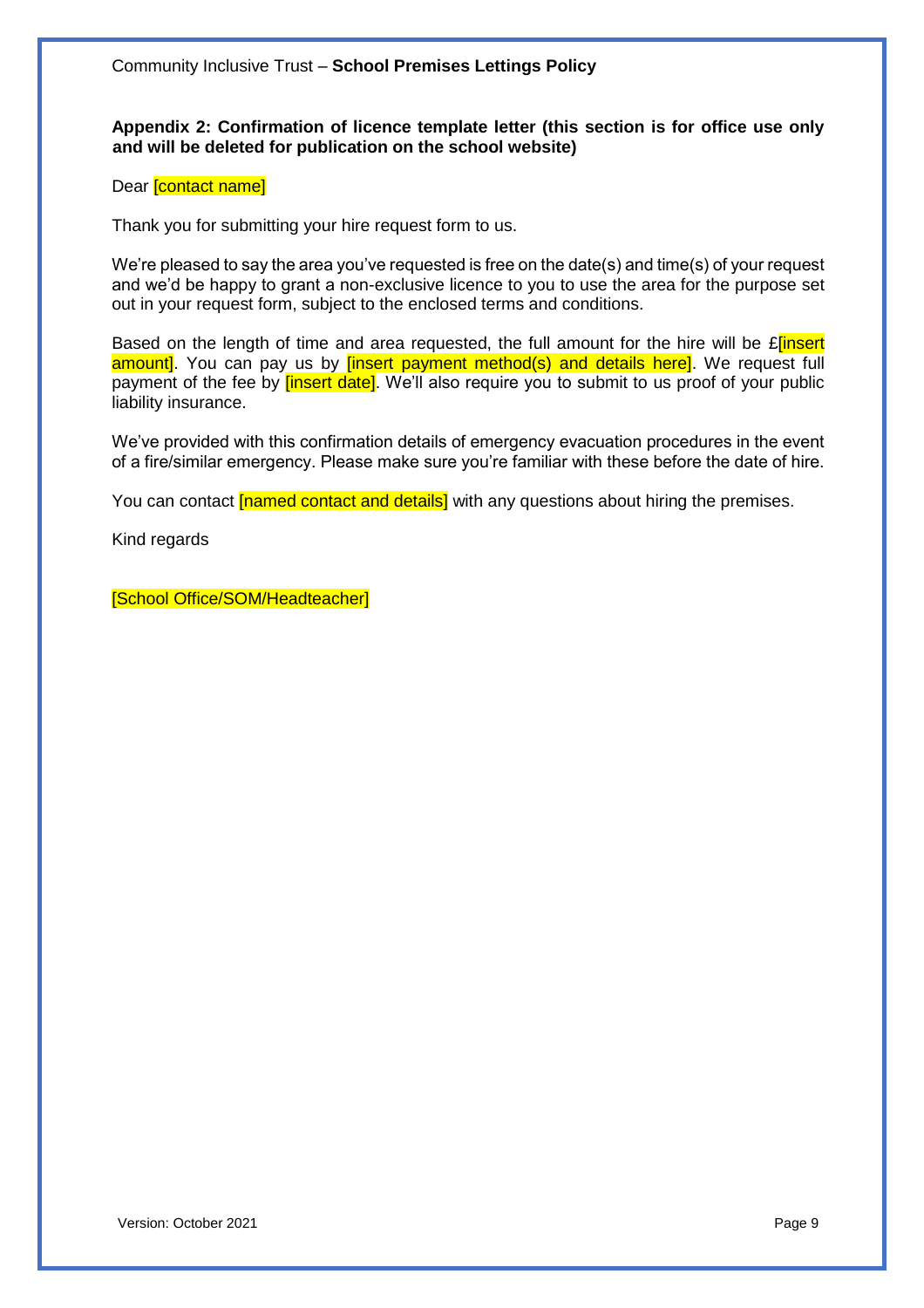**Appendix 2: Confirmation of licence template letter (this section is for office use only and will be deleted for publication on the school website)**

Dear [contact name]

Thank you for submitting your hire request form to us.

We're pleased to say the area you've requested is free on the date(s) and time(s) of your request and we'd be happy to grant a non-exclusive licence to you to use the area for the purpose set out in your request form, subject to the enclosed terms and conditions.

Based on the length of time and area requested, the full amount for the hire will be £[insert amount]. You can pay us by [insert payment method(s) and details here]. We request full payment of the fee by [insert date]. We'll also require you to submit to us proof of your public liability insurance.

We've provided with this confirmation details of emergency evacuation procedures in the event of a fire/similar emergency. Please make sure you're familiar with these before the date of hire.

You can contact [named contact and details] with any questions about hiring the premises.

Kind regards

[School Office/SOM/Headteacher]